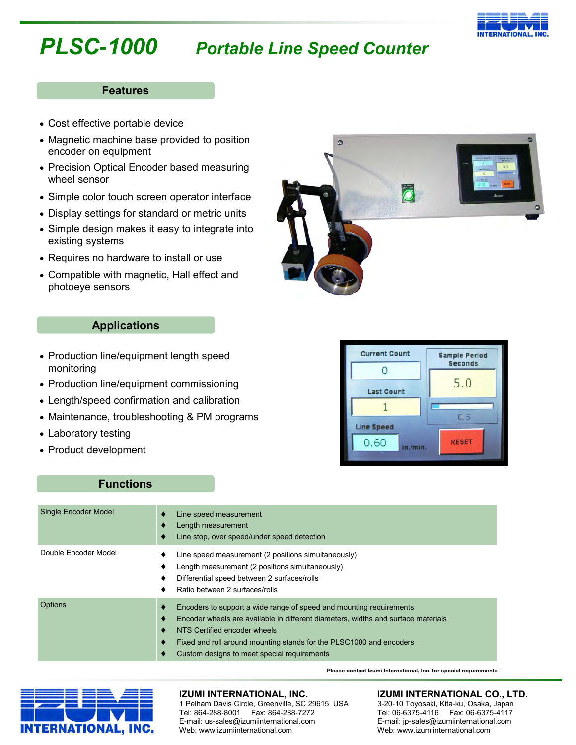# PLSC-1000 Portable Line Speed Counter

## Features

- Cost effective portable device
- Magnetic machine base provided to position encoder on equipment
- Precision Optical Encoder based measuring wheel sensor
- Simple color touch screen operator interface
- Display settings for standard or metric units
- Simple design makes it easy to integrate into existing systems
- Requires no hardware to install or use
- Compatible with magnetic, Hall effect and photoeye sensors

## Applications

- Production line/equipment length speed monitoring
- Production line/equipment commissioning
- Length/speed confirmation and calibration
- Maintenance, troubleshooting & PM programs
- Laboratory testing
- Product development

## Functions

| | |
|---|---|
| Single Encoder Model | ♦ Line speed measurement<br>♦ Length measurement<br>♦ Line stop, over speed/under speed detection |
| Double Encoder Model | ♦ Line speed measurement (2 positions simultaneously)<br>♦ Length measurement (2 positions simultaneously)<br>♦ Differential speed between 2 surfaces/rolls<br>♦ Ratio between 2 surfaces/rolls |
| Options | ♦ Encoders to support a wide range of speed and mounting requirements<br>♦ Encoder wheels are available in different diameters, widths and surface materials<br>♦ NTS Certified encoder wheels<br>♦ Fixed and roll around mounting stands for the PLSC1000 and encoders<br>♦ Custom designs to meet special requirements |

**Please contact Izumi International, Inc. for special requirements**

**IZUMI INTERNATIONAL, INC.**
1 Pelham Davis Circle, Greenville, SC 29615 USA
Tel: 864-288-8001 Fax: 864-288-7272
E-mail: us-sales@izumiinternational.com
Web: www.izumiinternational.com

**IZUMI INTERNATIONAL CO., LTD.**
3-20-10 Toyosaki, Kita-ku, Osaka, Japan
Tel: 06-6375-4116 Fax: 06-6375-4117
E-mail: jp-sales@izumiinternational.com
Web: www.izumiinternational.com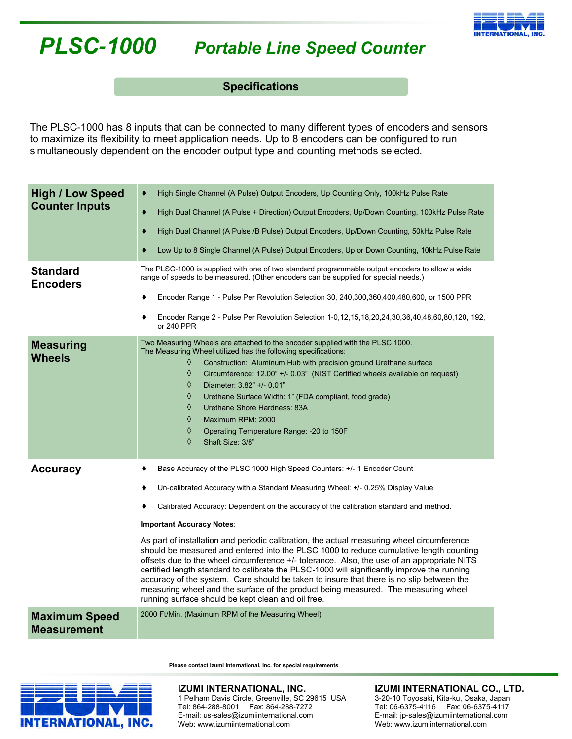# PLSC-1000 Portable Line Speed Counter

## Specifications

The PLSC-1000 has 8 inputs that can be connected to many different types of encoders and sensors to maximize its flexibility to meet application needs. Up to 8 encoders can be configured to run simultaneously dependent on the encoder output type and counting methods selected.

### High / Low Speed Counter Inputs

- High Single Channel (A Pulse) Output Encoders, Up Counting Only, 100kHz Pulse Rate
- High Dual Channel (A Pulse + Direction) Output Encoders, Up/Down Counting, 100kHz Pulse Rate
- High Dual Channel (A Pulse /B Pulse) Output Encoders, Up/Down Counting, 50kHz Pulse Rate
- Low Up to 8 Single Channel (A Pulse) Output Encoders, Up or Down Counting, 10kHz Pulse Rate

### Standard Encoders

The PLSC-1000 is supplied with one of two standard programmable output encoders to allow a wide range of speeds to be measured. (Other encoders can be supplied for special needs.)

- Encoder Range 1 - Pulse Per Revolution Selection 30, 240,300,360,400,480,600, or 1500 PPR
- Encoder Range 2 - Pulse Per Revolution Selection 1-0,12,15,18,20,24,30,36,40,48,60,80,120, 192, or 240 PPR

### Measuring Wheels

Two Measuring Wheels are attached to the encoder supplied with the PLSC 1000.
The Measuring Wheel utilized has the following specifications:

- Construction: Aluminum Hub with precision ground Urethane surface
- Circumference: 12.00" +/- 0.03" (NIST Certified wheels available on request)
- Diameter: 3.82" +/- 0.01"
- Urethane Surface Width: 1" (FDA compliant, food grade)
- Urethane Shore Hardness: 83A
- Maximum RPM: 2000
- Operating Temperature Range: -20 to 150F
- Shaft Size: 3/8"

### Accuracy

- Base Accuracy of the PLSC 1000 High Speed Counters: +/- 1 Encoder Count
- Un-calibrated Accuracy with a Standard Measuring Wheel: +/- 0.25% Display Value
- Calibrated Accuracy: Dependent on the accuracy of the calibration standard and method.

**Important Accuracy Notes**:

As part of installation and periodic calibration, the actual measuring wheel circumference should be measured and entered into the PLSC 1000 to reduce cumulative length counting offsets due to the wheel circumference +/- tolerance. Also, the use of an appropriate NITS certified length standard to calibrate the PLSC-1000 will significantly improve the running accuracy of the system. Care should be taken to insure that there is no slip between the measuring wheel and the surface of the product being measured. The measuring wheel running surface should be kept clean and oil free.

### Maximum Speed Measurement

2000 Ft/Min. (Maximum RPM of the Measuring Wheel)

**Please contact Izumi International, Inc. for special requirements**

**IZUMI INTERNATIONAL, INC.**
1 Pelham Davis Circle, Greenville, SC 29615 USA
Tel: 864-288-8001 Fax: 864-288-7272
E-mail: us-sales@izumiinternational.com
Web: www.izumiinternational.com

**IZUMI INTERNATIONAL CO., LTD.**
3-20-10 Toyosaki, Kita-ku, Osaka, Japan
Tel: 06-6375-4116 Fax: 06-6375-4117
E-mail: jp-sales@izumiinternational.com
Web: www.izumiinternational.com